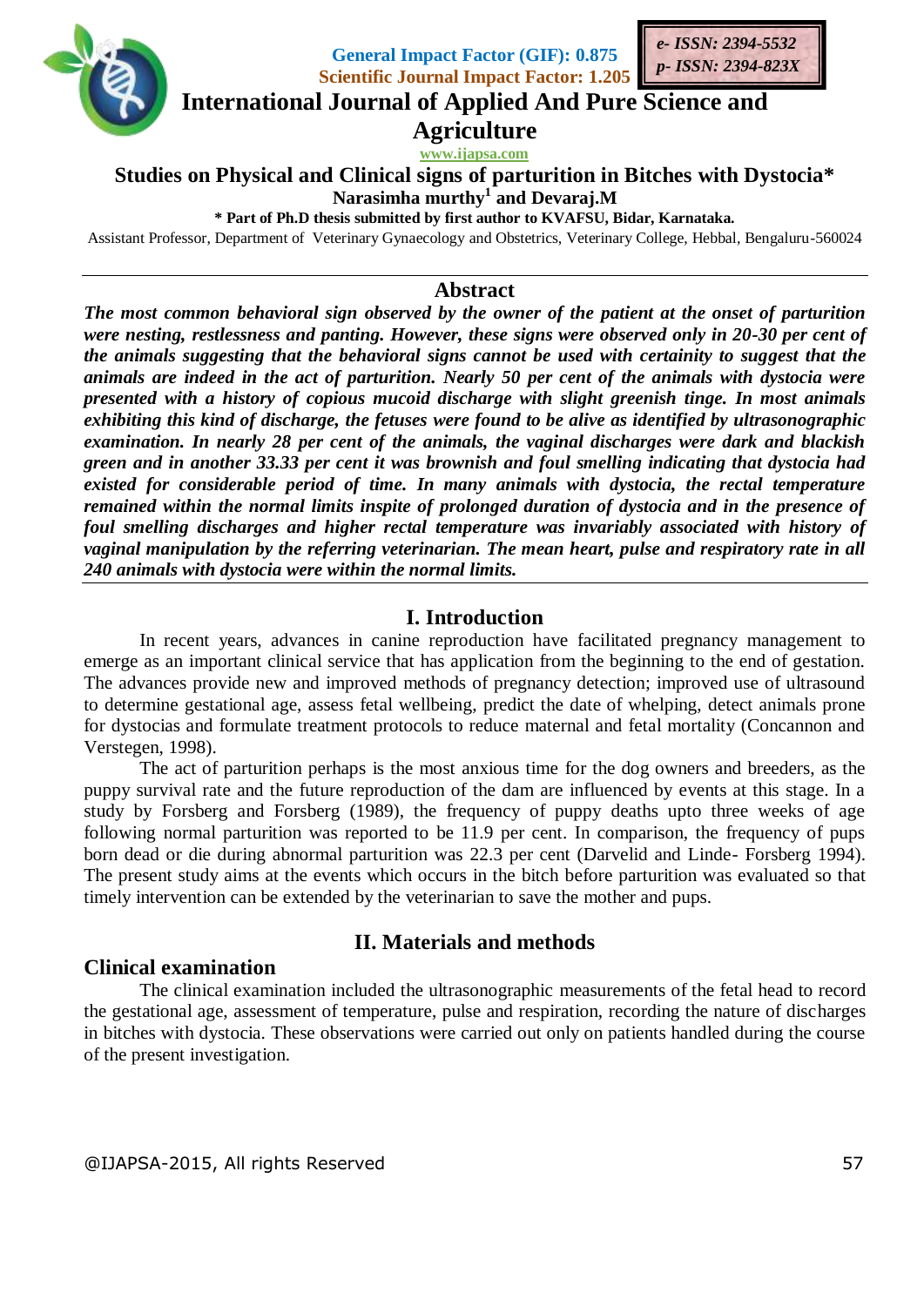# Studies on Physical and Clinical signs of parturition in Bitches with Dystocia*

**Narasimha murthy[1] and Devaraj.M**

**\* Part of Ph.D thesis submitted by first author to KVAFSU, Bidar, Karnataka.**

Assistant Professor, Department of Veterinary Gynaecology and Obstetrics, Veterinary College, Hebbal, Bengaluru-560024

## Abstract

***The most common behavioral sign observed by the owner of the patient at the onset of parturition were nesting, restlessness and panting. However, these signs were observed only in 20-30 per cent of the animals suggesting that the behavioral signs cannot be used with certainity to suggest that the animals are indeed in the act of parturition. Nearly 50 per cent of the animals with dystocia were presented with a history of copious mucoid discharge with slight greenish tinge. In most animals exhibiting this kind of discharge, the fetuses were found to be alive as identified by ultrasonographic examination. In nearly 28 per cent of the animals, the vaginal discharges were dark and blackish green and in another 33.33 per cent it was brownish and foul smelling indicating that dystocia had existed for considerable period of time. In many animals with dystocia, the rectal temperature remained within the normal limits inspite of prolonged duration of dystocia and in the presence of foul smelling discharges and higher rectal temperature was invariably associated with history of vaginal manipulation by the referring veterinarian. The mean heart, pulse and respiratory rate in all 240 animals with dystocia were within the normal limits.***

## I. Introduction

In recent years, advances in canine reproduction have facilitated pregnancy management to emerge as an important clinical service that has application from the beginning to the end of gestation. The advances provide new and improved methods of pregnancy detection; improved use of ultrasound to determine gestational age, assess fetal wellbeing, predict the date of whelping, detect animals prone for dystocias and formulate treatment protocols to reduce maternal and fetal mortality (Concannon and Verstegen, 1998).

The act of parturition perhaps is the most anxious time for the dog owners and breeders, as the puppy survival rate and the future reproduction of the dam are influenced by events at this stage. In a study by Forsberg and Forsberg (1989), the frequency of puppy deaths upto three weeks of age following normal parturition was reported to be 11.9 per cent. In comparison, the frequency of pups born dead or die during abnormal parturition was 22.3 per cent (Darvelid and Linde- Forsberg 1994). The present study aims at the events which occurs in the bitch before parturition was evaluated so that timely intervention can be extended by the veterinarian to save the mother and pups.

## II. Materials and methods

### Clinical examination

The clinical examination included the ultrasonographic measurements of the fetal head to record the gestational age, assessment of temperature, pulse and respiration, recording the nature of discharges in bitches with dystocia. These observations were carried out only on patients handled during the course of the present investigation.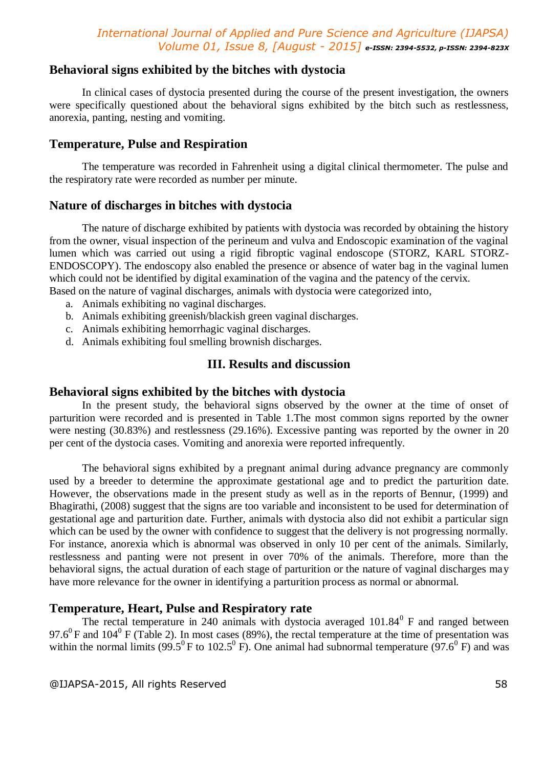### Behavioral signs exhibited by the bitches with dystocia

In clinical cases of dystocia presented during the course of the present investigation, the owners were specifically questioned about the behavioral signs exhibited by the bitch such as restlessness, anorexia, panting, nesting and vomiting.

### Temperature, Pulse and Respiration

The temperature was recorded in Fahrenheit using a digital clinical thermometer. The pulse and the respiratory rate were recorded as number per minute.

### Nature of discharges in bitches with dystocia

The nature of discharge exhibited by patients with dystocia was recorded by obtaining the history from the owner, visual inspection of the perineum and vulva and Endoscopic examination of the vaginal lumen which was carried out using a rigid fibroptic vaginal endoscope (STORZ, KARL STORZ-ENDOSCOPY). The endoscopy also enabled the presence or absence of water bag in the vaginal lumen which could not be identified by digital examination of the vagina and the patency of the cervix.
Based on the nature of vaginal discharges, animals with dystocia were categorized into,

a. Animals exhibiting no vaginal discharges.
b. Animals exhibiting greenish/blackish green vaginal discharges.
c. Animals exhibiting hemorrhagic vaginal discharges.
d. Animals exhibiting foul smelling brownish discharges.

## III. Results and discussion

### Behavioral signs exhibited by the bitches with dystocia

In the present study, the behavioral signs observed by the owner at the time of onset of parturition were recorded and is presented in Table 1.The most common signs reported by the owner were nesting (30.83%) and restlessness (29.16%). Excessive panting was reported by the owner in 20 per cent of the dystocia cases. Vomiting and anorexia were reported infrequently.

The behavioral signs exhibited by a pregnant animal during advance pregnancy are commonly used by a breeder to determine the approximate gestational age and to predict the parturition date. However, the observations made in the present study as well as in the reports of Bennur, (1999) and Bhagirathi, (2008) suggest that the signs are too variable and inconsistent to be used for determination of gestational age and parturition date. Further, animals with dystocia also did not exhibit a particular sign which can be used by the owner with confidence to suggest that the delivery is not progressing normally. For instance, anorexia which is abnormal was observed in only 10 per cent of the animals. Similarly, restlessness and panting were not present in over 70% of the animals. Therefore, more than the behavioral signs, the actual duration of each stage of parturition or the nature of vaginal discharges may have more relevance for the owner in identifying a parturition process as normal or abnormal.

### Temperature, Heart, Pulse and Respiratory rate

The rectal temperature in 240 animals with dystocia averaged $101.84^0$ F and ranged between $97.6^0$ F and $104^0$ F (Table 2). In most cases (89%), the rectal temperature at the time of presentation was within the normal limits ($99.5^0$ F to $102.5^0$ F). One animal had subnormal temperature ($97.6^0$ F) and was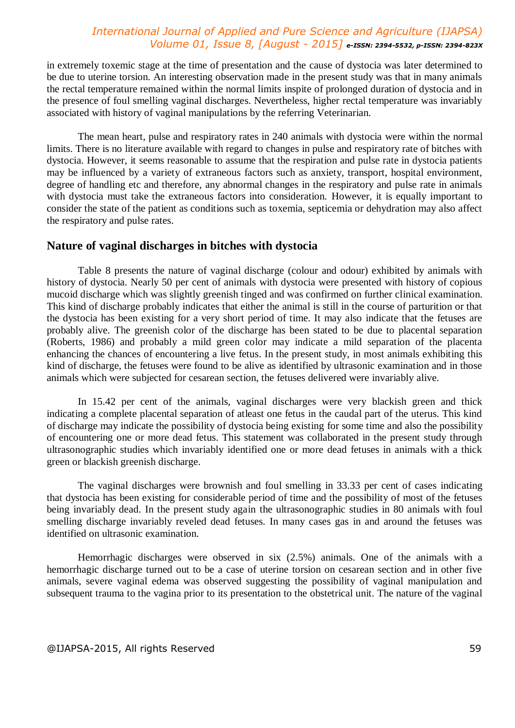in extremely toxemic stage at the time of presentation and the cause of dystocia was later determined to be due to uterine torsion. An interesting observation made in the present study was that in many animals the rectal temperature remained within the normal limits inspite of prolonged duration of dystocia and in the presence of foul smelling vaginal discharges. Nevertheless, higher rectal temperature was invariably associated with history of vaginal manipulations by the referring Veterinarian.

The mean heart, pulse and respiratory rates in 240 animals with dystocia were within the normal limits. There is no literature available with regard to changes in pulse and respiratory rate of bitches with dystocia. However, it seems reasonable to assume that the respiration and pulse rate in dystocia patients may be influenced by a variety of extraneous factors such as anxiety, transport, hospital environment, degree of handling etc and therefore, any abnormal changes in the respiratory and pulse rate in animals with dystocia must take the extraneous factors into consideration. However, it is equally important to consider the state of the patient as conditions such as toxemia, septicemia or dehydration may also affect the respiratory and pulse rates.

## Nature of vaginal discharges in bitches with dystocia

Table 8 presents the nature of vaginal discharge (colour and odour) exhibited by animals with history of dystocia. Nearly 50 per cent of animals with dystocia were presented with history of copious mucoid discharge which was slightly greenish tinged and was confirmed on further clinical examination. This kind of discharge probably indicates that either the animal is still in the course of parturition or that the dystocia has been existing for a very short period of time. It may also indicate that the fetuses are probably alive. The greenish color of the discharge has been stated to be due to placental separation (Roberts, 1986) and probably a mild green color may indicate a mild separation of the placenta enhancing the chances of encountering a live fetus. In the present study, in most animals exhibiting this kind of discharge, the fetuses were found to be alive as identified by ultrasonic examination and in those animals which were subjected for cesarean section, the fetuses delivered were invariably alive.

In 15.42 per cent of the animals, vaginal discharges were very blackish green and thick indicating a complete placental separation of atleast one fetus in the caudal part of the uterus. This kind of discharge may indicate the possibility of dystocia being existing for some time and also the possibility of encountering one or more dead fetus. This statement was collaborated in the present study through ultrasonographic studies which invariably identified one or more dead fetuses in animals with a thick green or blackish greenish discharge.

The vaginal discharges were brownish and foul smelling in 33.33 per cent of cases indicating that dystocia has been existing for considerable period of time and the possibility of most of the fetuses being invariably dead. In the present study again the ultrasonographic studies in 80 animals with foul smelling discharge invariably reveled dead fetuses. In many cases gas in and around the fetuses was identified on ultrasonic examination.

Hemorrhagic discharges were observed in six (2.5%) animals. One of the animals with a hemorrhagic discharge turned out to be a case of uterine torsion on cesarean section and in other five animals, severe vaginal edema was observed suggesting the possibility of vaginal manipulation and subsequent trauma to the vagina prior to its presentation to the obstetrical unit. The nature of the vaginal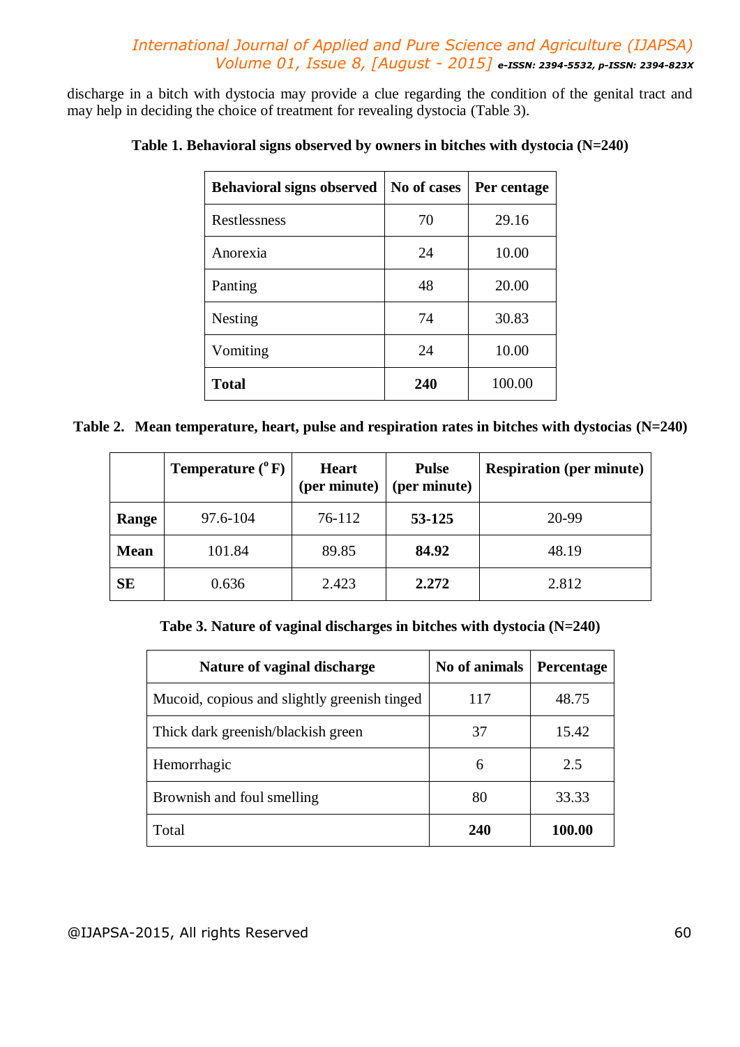discharge in a bitch with dystocia may provide a clue regarding the condition of the genital tract and may help in deciding the choice of treatment for revealing dystocia (Table 3).

**Table 1. Behavioral signs observed by owners in bitches with dystocia (N=240)**

| Behavioral signs observed | No of cases | Per centage |
|---|---|---|
| Restlessness | 70 | 29.16 |
| Anorexia | 24 | 10.00 |
| Panting | 48 | 20.00 |
| Nesting | 74 | 30.83 |
| Vomiting | 24 | 10.00 |
| **Total** | **240** | 100.00 |

**Table 2. Mean temperature, heart, pulse and respiration rates in bitches with dystocias (N=240)**

| | Temperature (°F) | Heart (per minute) | Pulse (per minute) | Respiration (per minute) |
|---|---|---|---|---|
| **Range** | 97.6-104 | 76-112 | **53-125** | 20-99 |
| **Mean** | 101.84 | 89.85 | **84.92** | 48.19 |
| **SE** | 0.636 | 2.423 | **2.272** | 2.812 |

**Tabe 3. Nature of vaginal discharges in bitches with dystocia (N=240)**

| Nature of vaginal discharge | No of animals | Percentage |
|---|---|---|
| Mucoid, copious and slightly greenish tinged | 117 | 48.75 |
| Thick dark greenish/blackish green | 37 | 15.42 |
| Hemorrhagic | 6 | 2.5 |
| Brownish and foul smelling | 80 | 33.33 |
| Total | **240** | **100.00** |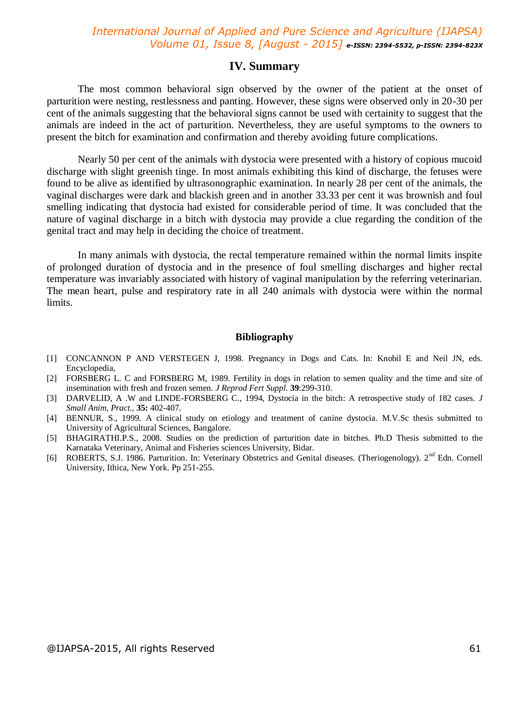## IV. Summary

The most common behavioral sign observed by the owner of the patient at the onset of parturition were nesting, restlessness and panting. However, these signs were observed only in 20-30 per cent of the animals suggesting that the behavioral signs cannot be used with certainity to suggest that the animals are indeed in the act of parturition. Nevertheless, they are useful symptoms to the owners to present the bitch for examination and confirmation and thereby avoiding future complications.

Nearly 50 per cent of the animals with dystocia were presented with a history of copious mucoid discharge with slight greenish tinge. In most animals exhibiting this kind of discharge, the fetuses were found to be alive as identified by ultrasonographic examination. In nearly 28 per cent of the animals, the vaginal discharges were dark and blackish green and in another 33.33 per cent it was brownish and foul smelling indicating that dystocia had existed for considerable period of time. It was concluded that the nature of vaginal discharge in a bitch with dystocia may provide a clue regarding the condition of the genital tract and may help in deciding the choice of treatment.

In many animals with dystocia, the rectal temperature remained within the normal limits inspite of prolonged duration of dystocia and in the presence of foul smelling discharges and higher rectal temperature was invariably associated with history of vaginal manipulation by the referring veterinarian. The mean heart, pulse and respiratory rate in all 240 animals with dystocia were within the normal limits.

### Bibliography

[1] CONCANNON P AND VERSTEGEN J, 1998. Pregnancy in Dogs and Cats. In: Knobil E and Neil JN, eds. Encyclopedia,

[2] FORSBERG L. C and FORSBERG M, 1989. Fertility in dogs in relation to semen quality and the time and site of insemination with fresh and frozen semen. *J Reprod Fert Suppl*. **39**:299-310.

[3] DARVELID, A .W and LINDE-FORSBERG C., 1994, Dystocia in the bitch: A retrospective study of 182 cases. *J Small Anim, Pract.,* **35:** 402-407.

[4] BENNUR, S., 1999. A clinical study on etiology and treatment of canine dystocia. M.V.Sc thesis submitted to University of Agricultural Sciences, Bangalore.

[5] BHAGIRATHI.P.S., 2008. Studies on the prediction of parturition date in bitches. Ph.D Thesis submitted to the Karnataka Veterinary, Animal and Fisheries sciences University, Bidar.

[6] ROBERTS, S.J. 1986. Parturition. In: Veterinary Obstetrics and Genital diseases. (Theriogenology). 2nd Edn. Cornell University, Ithica, New York. Pp 251-255.